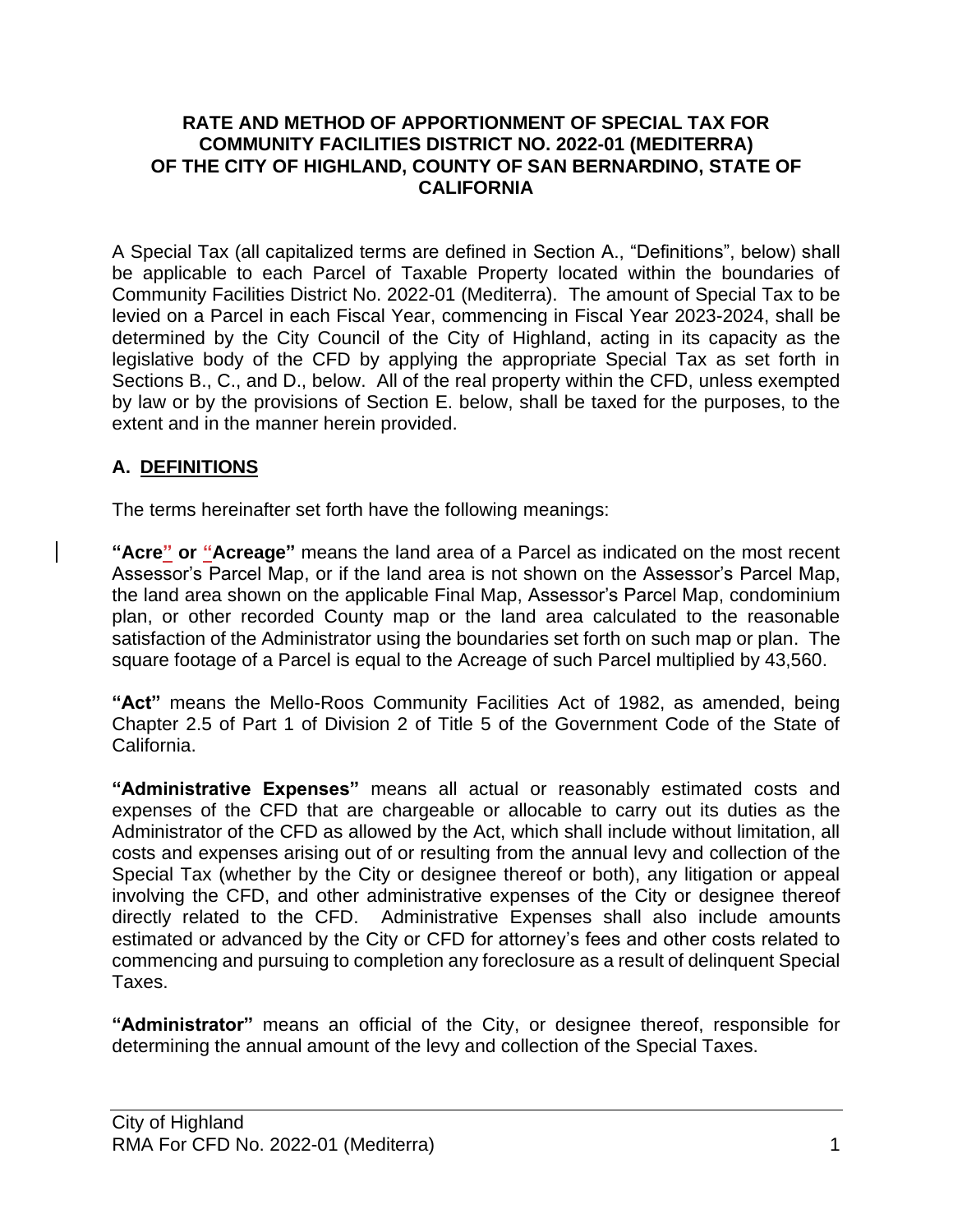**RATE AND METHOD OF APPORTIONMENT OF SPECIAL TAX FOR COMMUNITY FACILITIES DISTRICT NO. 2022-01 (MEDITERRA) OF THE CITY OF HIGHLAND, COUNTY OF SAN BERNARDINO, STATE OF CALIFORNIA**

A Special Tax (all capitalized terms are defined in Section A., "Definitions", below) shall be applicable to each Parcel of Taxable Property located within the boundaries of Community Facilities District No. 2022-01 (Mediterra). The amount of Special Tax to be levied on a Parcel in each Fiscal Year, commencing in Fiscal Year 2023-2024, shall be determined by the City Council of the City of Highland, acting in its capacity as the legislative body of the CFD by applying the appropriate Special Tax as set forth in Sections B., C., and D., below. All of the real property within the CFD, unless exempted by law or by the provisions of Section E. below, shall be taxed for the purposes, to the extent and in the manner herein provided.

## A. DEFINITIONS

The terms hereinafter set forth have the following meanings:

**"Acre" or "Acreage"** means the land area of a Parcel as indicated on the most recent Assessor's Parcel Map, or if the land area is not shown on the Assessor's Parcel Map, the land area shown on the applicable Final Map, Assessor's Parcel Map, condominium plan, or other recorded County map or the land area calculated to the reasonable satisfaction of the Administrator using the boundaries set forth on such map or plan. The square footage of a Parcel is equal to the Acreage of such Parcel multiplied by 43,560.

**"Act"** means the Mello-Roos Community Facilities Act of 1982, as amended, being Chapter 2.5 of Part 1 of Division 2 of Title 5 of the Government Code of the State of California.

**"Administrative Expenses"** means all actual or reasonably estimated costs and expenses of the CFD that are chargeable or allocable to carry out its duties as the Administrator of the CFD as allowed by the Act, which shall include without limitation, all costs and expenses arising out of or resulting from the annual levy and collection of the Special Tax (whether by the City or designee thereof or both), any litigation or appeal involving the CFD, and other administrative expenses of the City or designee thereof directly related to the CFD. Administrative Expenses shall also include amounts estimated or advanced by the City or CFD for attorney's fees and other costs related to commencing and pursuing to completion any foreclosure as a result of delinquent Special Taxes.

**"Administrator"** means an official of the City, or designee thereof, responsible for determining the annual amount of the levy and collection of the Special Taxes.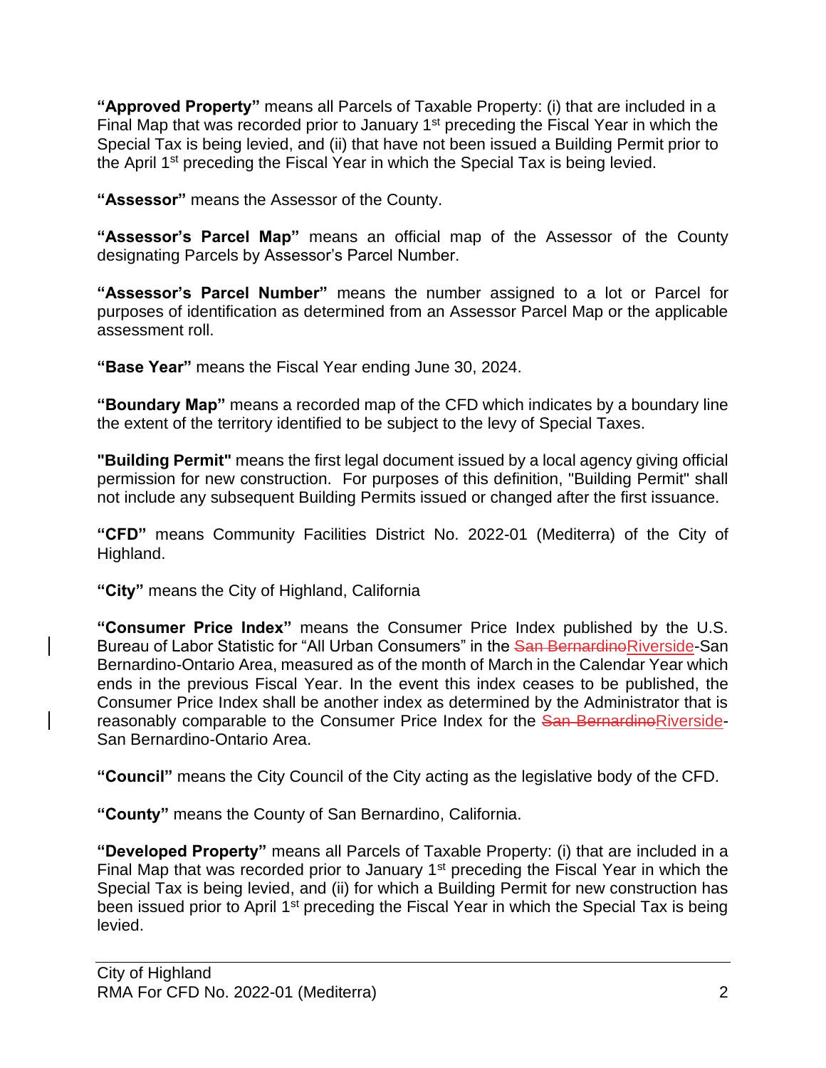**"Approved Property"** means all Parcels of Taxable Property: (i) that are included in a Final Map that was recorded prior to January 1st preceding the Fiscal Year in which the Special Tax is being levied, and (ii) that have not been issued a Building Permit prior to the April 1st preceding the Fiscal Year in which the Special Tax is being levied.

**"Assessor"** means the Assessor of the County.

**"Assessor's Parcel Map"** means an official map of the Assessor of the County designating Parcels by Assessor's Parcel Number.

**"Assessor's Parcel Number"** means the number assigned to a lot or Parcel for purposes of identification as determined from an Assessor Parcel Map or the applicable assessment roll.

**"Base Year"** means the Fiscal Year ending June 30, 2024.

**"Boundary Map"** means a recorded map of the CFD which indicates by a boundary line the extent of the territory identified to be subject to the levy of Special Taxes.

**"Building Permit"** means the first legal document issued by a local agency giving official permission for new construction. For purposes of this definition, "Building Permit" shall not include any subsequent Building Permits issued or changed after the first issuance.

**"CFD"** means Community Facilities District No. 2022-01 (Mediterra) of the City of Highland.

**"City"** means the City of Highland, California

**"Consumer Price Index"** means the Consumer Price Index published by the U.S. Bureau of Labor Statistic for "All Urban Consumers" in the ~~San Bernardino~~Riverside-San Bernardino-Ontario Area, measured as of the month of March in the Calendar Year which ends in the previous Fiscal Year. In the event this index ceases to be published, the Consumer Price Index shall be another index as determined by the Administrator that is reasonably comparable to the Consumer Price Index for the ~~San Bernardino~~Riverside-San Bernardino-Ontario Area.

**"Council"** means the City Council of the City acting as the legislative body of the CFD.

**"County"** means the County of San Bernardino, California.

**"Developed Property"** means all Parcels of Taxable Property: (i) that are included in a Final Map that was recorded prior to January 1st preceding the Fiscal Year in which the Special Tax is being levied, and (ii) for which a Building Permit for new construction has been issued prior to April 1st preceding the Fiscal Year in which the Special Tax is being levied.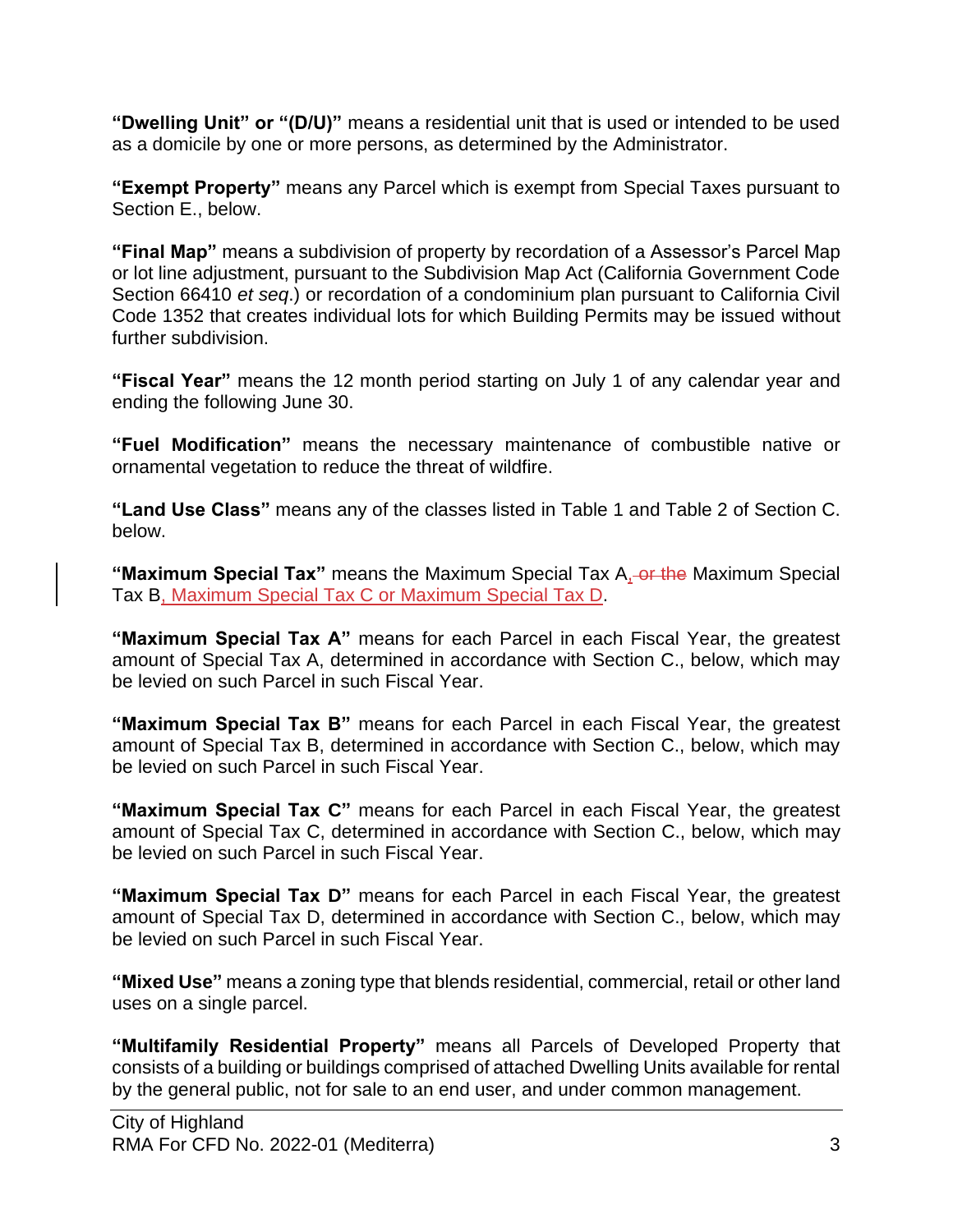**"Dwelling Unit" or "(D/U)"** means a residential unit that is used or intended to be used as a domicile by one or more persons, as determined by the Administrator.

**"Exempt Property"** means any Parcel which is exempt from Special Taxes pursuant to Section E., below.

**"Final Map"** means a subdivision of property by recordation of a Assessor's Parcel Map or lot line adjustment, pursuant to the Subdivision Map Act (California Government Code Section 66410 *et seq*.) or recordation of a condominium plan pursuant to California Civil Code 1352 that creates individual lots for which Building Permits may be issued without further subdivision.

**"Fiscal Year"** means the 12 month period starting on July 1 of any calendar year and ending the following June 30.

**"Fuel Modification"** means the necessary maintenance of combustible native or ornamental vegetation to reduce the threat of wildfire.

**"Land Use Class"** means any of the classes listed in Table 1 and Table 2 of Section C. below.

**"Maximum Special Tax"** means the Maximum Special Tax A, ~~or the~~ Maximum Special Tax B, Maximum Special Tax C or Maximum Special Tax D.

**"Maximum Special Tax A"** means for each Parcel in each Fiscal Year, the greatest amount of Special Tax A, determined in accordance with Section C., below, which may be levied on such Parcel in such Fiscal Year.

**"Maximum Special Tax B"** means for each Parcel in each Fiscal Year, the greatest amount of Special Tax B, determined in accordance with Section C., below, which may be levied on such Parcel in such Fiscal Year.

**"Maximum Special Tax C"** means for each Parcel in each Fiscal Year, the greatest amount of Special Tax C, determined in accordance with Section C., below, which may be levied on such Parcel in such Fiscal Year.

**"Maximum Special Tax D"** means for each Parcel in each Fiscal Year, the greatest amount of Special Tax D, determined in accordance with Section C., below, which may be levied on such Parcel in such Fiscal Year.

**"Mixed Use"** means a zoning type that blends residential, commercial, retail or other land uses on a single parcel.

**"Multifamily Residential Property"** means all Parcels of Developed Property that consists of a building or buildings comprised of attached Dwelling Units available for rental by the general public, not for sale to an end user, and under common management.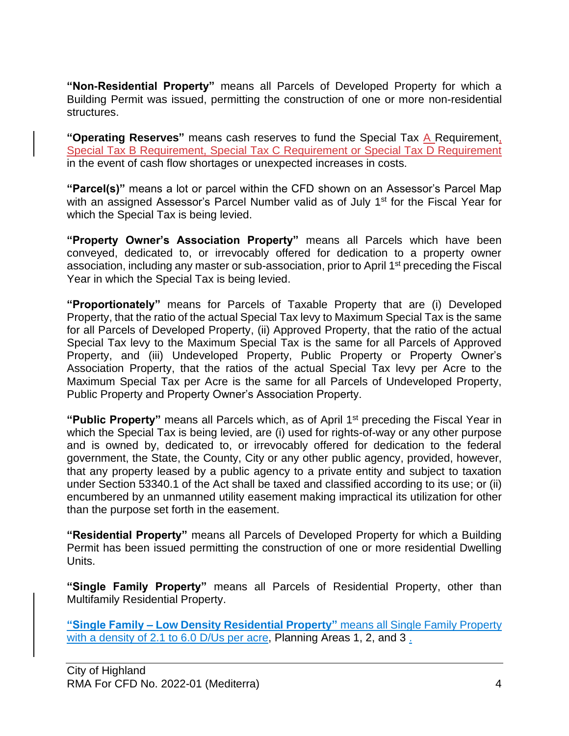**"Non-Residential Property"** means all Parcels of Developed Property for which a Building Permit was issued, permitting the construction of one or more non-residential structures.

**"Operating Reserves"** means cash reserves to fund the Special Tax A Requirement, Special Tax B Requirement, Special Tax C Requirement or Special Tax D Requirement in the event of cash flow shortages or unexpected increases in costs.

**"Parcel(s)"** means a lot or parcel within the CFD shown on an Assessor's Parcel Map with an assigned Assessor's Parcel Number valid as of July 1st for the Fiscal Year for which the Special Tax is being levied.

**"Property Owner's Association Property"** means all Parcels which have been conveyed, dedicated to, or irrevocably offered for dedication to a property owner association, including any master or sub-association, prior to April 1st preceding the Fiscal Year in which the Special Tax is being levied.

**"Proportionately"** means for Parcels of Taxable Property that are (i) Developed Property, that the ratio of the actual Special Tax levy to Maximum Special Tax is the same for all Parcels of Developed Property, (ii) Approved Property, that the ratio of the actual Special Tax levy to the Maximum Special Tax is the same for all Parcels of Approved Property, and (iii) Undeveloped Property, Public Property or Property Owner's Association Property, that the ratios of the actual Special Tax levy per Acre to the Maximum Special Tax per Acre is the same for all Parcels of Undeveloped Property, Public Property and Property Owner's Association Property.

**"Public Property"** means all Parcels which, as of April 1st preceding the Fiscal Year in which the Special Tax is being levied, are (i) used for rights-of-way or any other purpose and is owned by, dedicated to, or irrevocably offered for dedication to the federal government, the State, the County, City or any other public agency, provided, however, that any property leased by a public agency to a private entity and subject to taxation under Section 53340.1 of the Act shall be taxed and classified according to its use; or (ii) encumbered by an unmanned utility easement making impractical its utilization for other than the purpose set forth in the easement.

**"Residential Property"** means all Parcels of Developed Property for which a Building Permit has been issued permitting the construction of one or more residential Dwelling Units.

**"Single Family Property"** means all Parcels of Residential Property, other than Multifamily Residential Property.

**"Single Family – Low Density Residential Property"** means all Single Family Property with a density of 2.1 to 6.0 D/Us per acre, Planning Areas 1, 2, and 3 .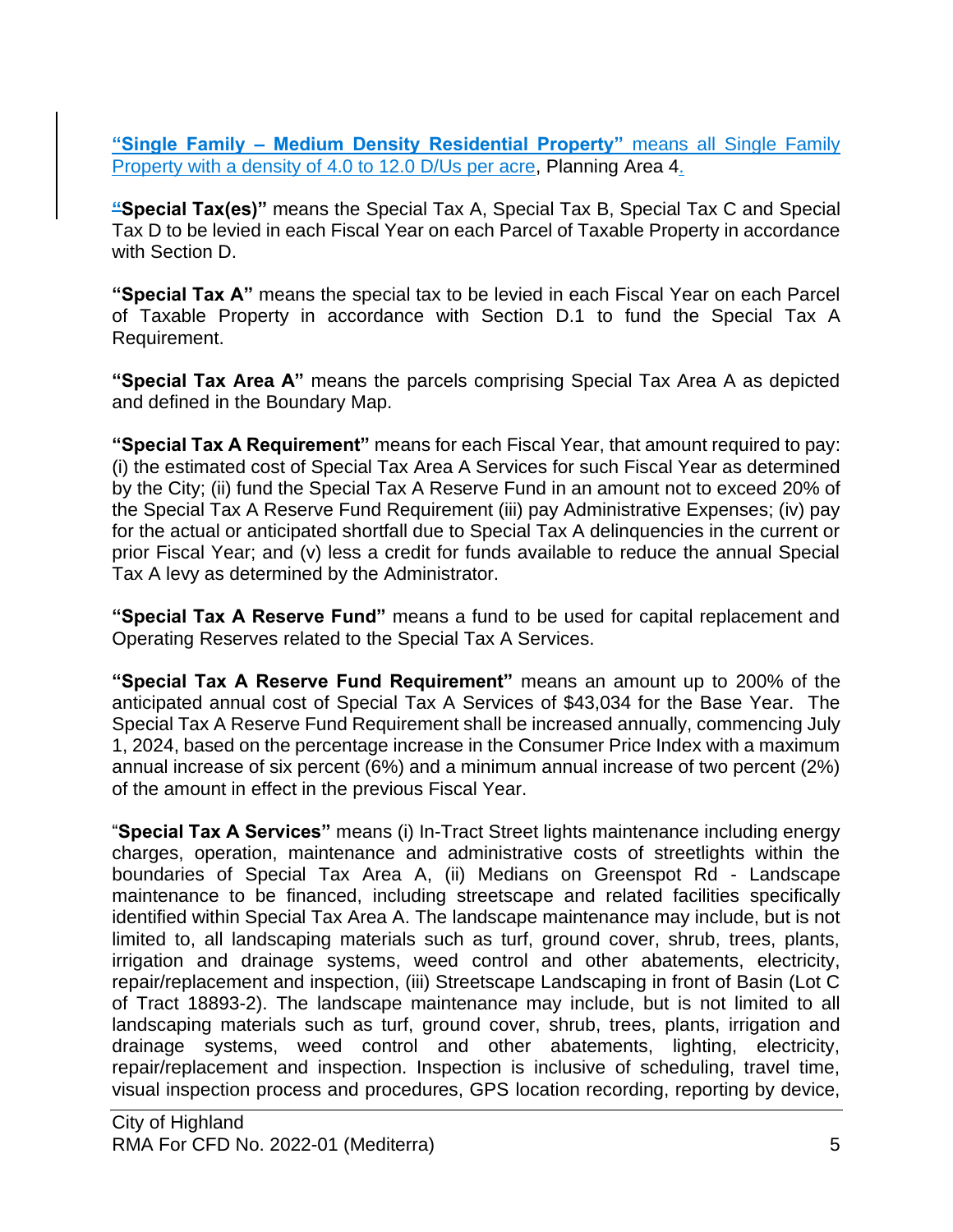**"Single Family – Medium Density Residential Property"** means all Single Family Property with a density of 4.0 to 12.0 D/Us per acre, Planning Area 4.

**"Special Tax(es)"** means the Special Tax A, Special Tax B, Special Tax C and Special Tax D to be levied in each Fiscal Year on each Parcel of Taxable Property in accordance with Section D.

**"Special Tax A"** means the special tax to be levied in each Fiscal Year on each Parcel of Taxable Property in accordance with Section D.1 to fund the Special Tax A Requirement.

**"Special Tax Area A"** means the parcels comprising Special Tax Area A as depicted and defined in the Boundary Map.

**"Special Tax A Requirement"** means for each Fiscal Year, that amount required to pay: (i) the estimated cost of Special Tax Area A Services for such Fiscal Year as determined by the City; (ii) fund the Special Tax A Reserve Fund in an amount not to exceed 20% of the Special Tax A Reserve Fund Requirement (iii) pay Administrative Expenses; (iv) pay for the actual or anticipated shortfall due to Special Tax A delinquencies in the current or prior Fiscal Year; and (v) less a credit for funds available to reduce the annual Special Tax A levy as determined by the Administrator.

**"Special Tax A Reserve Fund"** means a fund to be used for capital replacement and Operating Reserves related to the Special Tax A Services.

**"Special Tax A Reserve Fund Requirement"** means an amount up to 200% of the anticipated annual cost of Special Tax A Services of $43,034 for the Base Year. The Special Tax A Reserve Fund Requirement shall be increased annually, commencing July 1, 2024, based on the percentage increase in the Consumer Price Index with a maximum annual increase of six percent (6%) and a minimum annual increase of two percent (2%) of the amount in effect in the previous Fiscal Year.

"**Special Tax A Services"** means (i) In-Tract Street lights maintenance including energy charges, operation, maintenance and administrative costs of streetlights within the boundaries of Special Tax Area A, (ii) Medians on Greenspot Rd - Landscape maintenance to be financed, including streetscape and related facilities specifically identified within Special Tax Area A. The landscape maintenance may include, but is not limited to, all landscaping materials such as turf, ground cover, shrub, trees, plants, irrigation and drainage systems, weed control and other abatements, electricity, repair/replacement and inspection, (iii) Streetscape Landscaping in front of Basin (Lot C of Tract 18893-2). The landscape maintenance may include, but is not limited to all landscaping materials such as turf, ground cover, shrub, trees, plants, irrigation and drainage systems, weed control and other abatements, lighting, electricity, repair/replacement and inspection. Inspection is inclusive of scheduling, travel time, visual inspection process and procedures, GPS location recording, reporting by device,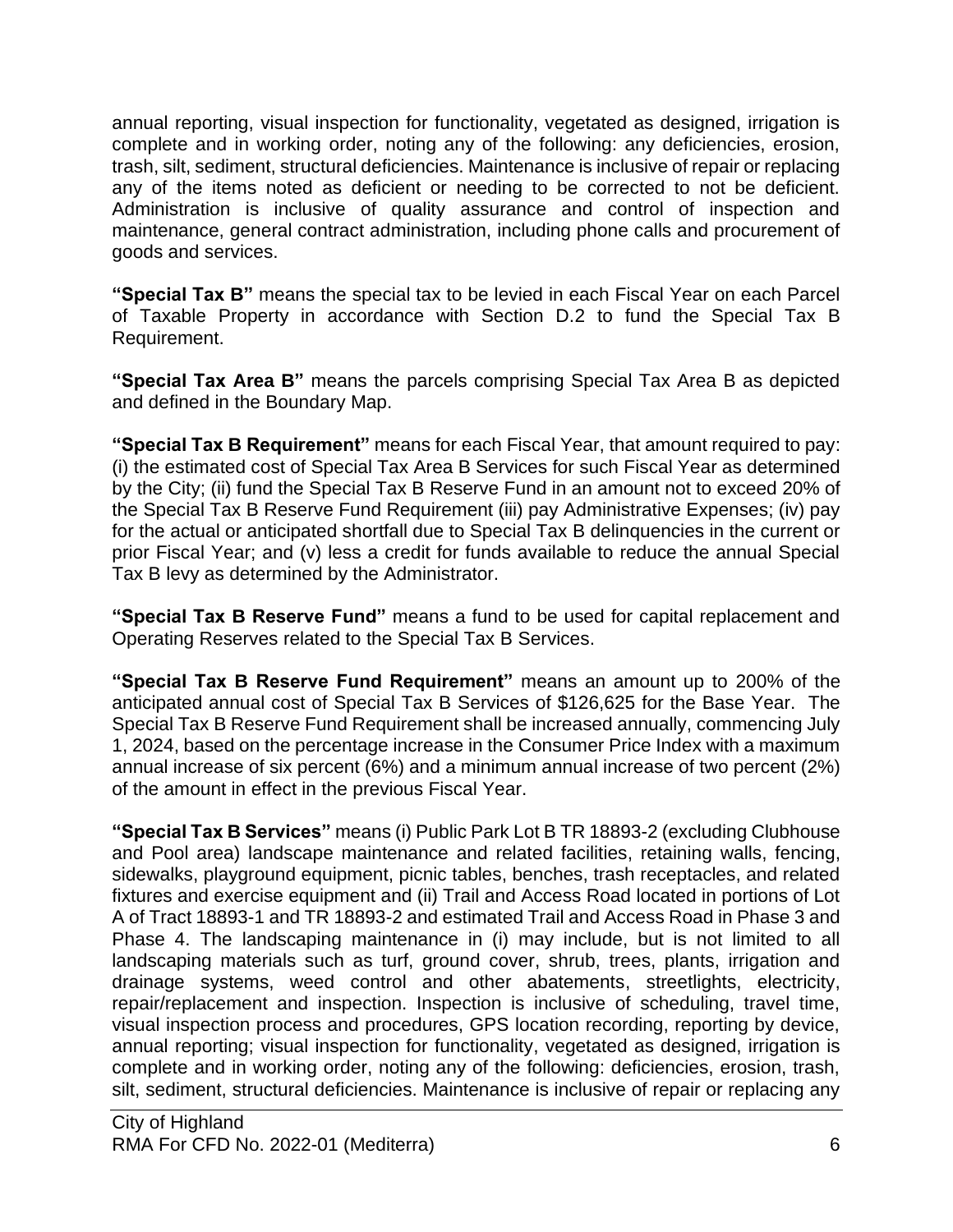annual reporting, visual inspection for functionality, vegetated as designed, irrigation is complete and in working order, noting any of the following: any deficiencies, erosion, trash, silt, sediment, structural deficiencies. Maintenance is inclusive of repair or replacing any of the items noted as deficient or needing to be corrected to not be deficient. Administration is inclusive of quality assurance and control of inspection and maintenance, general contract administration, including phone calls and procurement of goods and services.

**"Special Tax B"** means the special tax to be levied in each Fiscal Year on each Parcel of Taxable Property in accordance with Section D.2 to fund the Special Tax B Requirement.

**"Special Tax Area B"** means the parcels comprising Special Tax Area B as depicted and defined in the Boundary Map.

**"Special Tax B Requirement"** means for each Fiscal Year, that amount required to pay: (i) the estimated cost of Special Tax Area B Services for such Fiscal Year as determined by the City; (ii) fund the Special Tax B Reserve Fund in an amount not to exceed 20% of the Special Tax B Reserve Fund Requirement (iii) pay Administrative Expenses; (iv) pay for the actual or anticipated shortfall due to Special Tax B delinquencies in the current or prior Fiscal Year; and (v) less a credit for funds available to reduce the annual Special Tax B levy as determined by the Administrator.

**"Special Tax B Reserve Fund"** means a fund to be used for capital replacement and Operating Reserves related to the Special Tax B Services.

**"Special Tax B Reserve Fund Requirement"** means an amount up to 200% of the anticipated annual cost of Special Tax B Services of $126,625 for the Base Year. The Special Tax B Reserve Fund Requirement shall be increased annually, commencing July 1, 2024, based on the percentage increase in the Consumer Price Index with a maximum annual increase of six percent (6%) and a minimum annual increase of two percent (2%) of the amount in effect in the previous Fiscal Year.

**"Special Tax B Services"** means (i) Public Park Lot B TR 18893-2 (excluding Clubhouse and Pool area) landscape maintenance and related facilities, retaining walls, fencing, sidewalks, playground equipment, picnic tables, benches, trash receptacles, and related fixtures and exercise equipment and (ii) Trail and Access Road located in portions of Lot A of Tract 18893-1 and TR 18893-2 and estimated Trail and Access Road in Phase 3 and Phase 4. The landscaping maintenance in (i) may include, but is not limited to all landscaping materials such as turf, ground cover, shrub, trees, plants, irrigation and drainage systems, weed control and other abatements, streetlights, electricity, repair/replacement and inspection. Inspection is inclusive of scheduling, travel time, visual inspection process and procedures, GPS location recording, reporting by device, annual reporting; visual inspection for functionality, vegetated as designed, irrigation is complete and in working order, noting any of the following: deficiencies, erosion, trash, silt, sediment, structural deficiencies. Maintenance is inclusive of repair or replacing any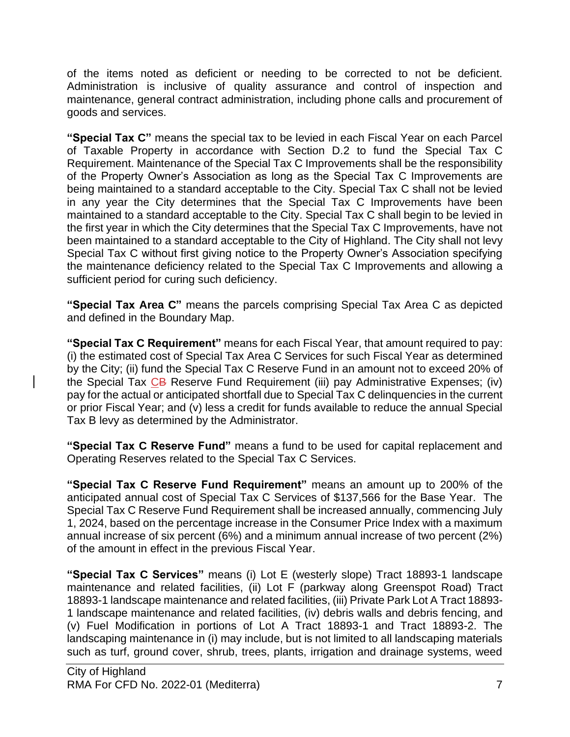of the items noted as deficient or needing to be corrected to not be deficient. Administration is inclusive of quality assurance and control of inspection and maintenance, general contract administration, including phone calls and procurement of goods and services.

**"Special Tax C"** means the special tax to be levied in each Fiscal Year on each Parcel of Taxable Property in accordance with Section D.2 to fund the Special Tax C Requirement. Maintenance of the Special Tax C Improvements shall be the responsibility of the Property Owner's Association as long as the Special Tax C Improvements are being maintained to a standard acceptable to the City. Special Tax C shall not be levied in any year the City determines that the Special Tax C Improvements have been maintained to a standard acceptable to the City. Special Tax C shall begin to be levied in the first year in which the City determines that the Special Tax C Improvements, have not been maintained to a standard acceptable to the City of Highland. The City shall not levy Special Tax C without first giving notice to the Property Owner's Association specifying the maintenance deficiency related to the Special Tax C Improvements and allowing a sufficient period for curing such deficiency.

**"Special Tax Area C"** means the parcels comprising Special Tax Area C as depicted and defined in the Boundary Map.

**"Special Tax C Requirement"** means for each Fiscal Year, that amount required to pay: (i) the estimated cost of Special Tax Area C Services for such Fiscal Year as determined by the City; (ii) fund the Special Tax C Reserve Fund in an amount not to exceed 20% of the Special Tax C~~B~~ Reserve Fund Requirement (iii) pay Administrative Expenses; (iv) pay for the actual or anticipated shortfall due to Special Tax C delinquencies in the current or prior Fiscal Year; and (v) less a credit for funds available to reduce the annual Special Tax B levy as determined by the Administrator.

**"Special Tax C Reserve Fund"** means a fund to be used for capital replacement and Operating Reserves related to the Special Tax C Services.

**"Special Tax C Reserve Fund Requirement"** means an amount up to 200% of the anticipated annual cost of Special Tax C Services of $137,566 for the Base Year. The Special Tax C Reserve Fund Requirement shall be increased annually, commencing July 1, 2024, based on the percentage increase in the Consumer Price Index with a maximum annual increase of six percent (6%) and a minimum annual increase of two percent (2%) of the amount in effect in the previous Fiscal Year.

**"Special Tax C Services"** means (i) Lot E (westerly slope) Tract 18893-1 landscape maintenance and related facilities, (ii) Lot F (parkway along Greenspot Road) Tract 18893-1 landscape maintenance and related facilities, (iii) Private Park Lot A Tract 18893-1 landscape maintenance and related facilities, (iv) debris walls and debris fencing, and (v) Fuel Modification in portions of Lot A Tract 18893-1 and Tract 18893-2. The landscaping maintenance in (i) may include, but is not limited to all landscaping materials such as turf, ground cover, shrub, trees, plants, irrigation and drainage systems, weed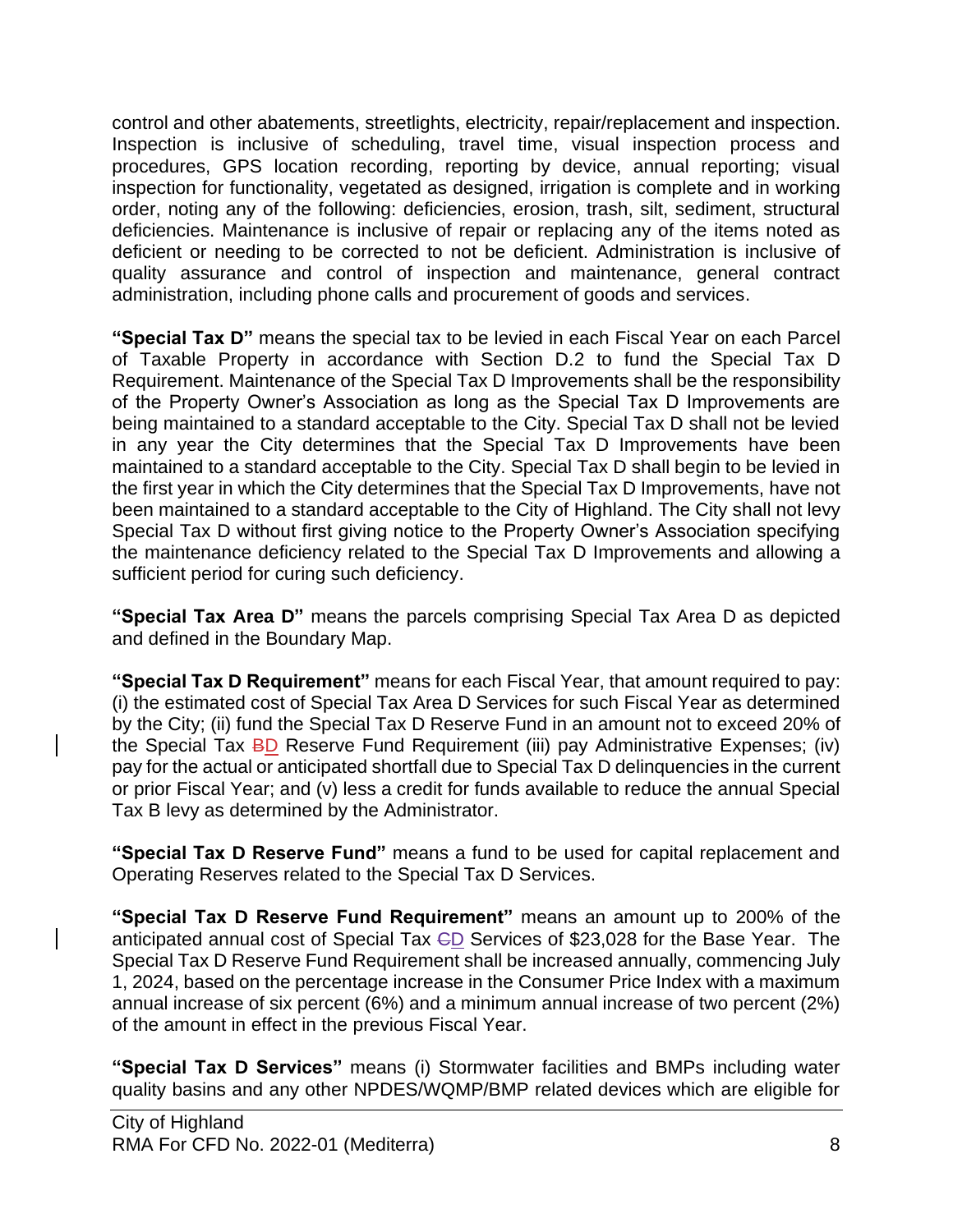control and other abatements, streetlights, electricity, repair/replacement and inspection. Inspection is inclusive of scheduling, travel time, visual inspection process and procedures, GPS location recording, reporting by device, annual reporting; visual inspection for functionality, vegetated as designed, irrigation is complete and in working order, noting any of the following: deficiencies, erosion, trash, silt, sediment, structural deficiencies. Maintenance is inclusive of repair or replacing any of the items noted as deficient or needing to be corrected to not be deficient. Administration is inclusive of quality assurance and control of inspection and maintenance, general contract administration, including phone calls and procurement of goods and services.

**"Special Tax D"** means the special tax to be levied in each Fiscal Year on each Parcel of Taxable Property in accordance with Section D.2 to fund the Special Tax D Requirement. Maintenance of the Special Tax D Improvements shall be the responsibility of the Property Owner's Association as long as the Special Tax D Improvements are being maintained to a standard acceptable to the City. Special Tax D shall not be levied in any year the City determines that the Special Tax D Improvements have been maintained to a standard acceptable to the City. Special Tax D shall begin to be levied in the first year in which the City determines that the Special Tax D Improvements, have not been maintained to a standard acceptable to the City of Highland. The City shall not levy Special Tax D without first giving notice to the Property Owner's Association specifying the maintenance deficiency related to the Special Tax D Improvements and allowing a sufficient period for curing such deficiency.

**"Special Tax Area D"** means the parcels comprising Special Tax Area D as depicted and defined in the Boundary Map.

**"Special Tax D Requirement"** means for each Fiscal Year, that amount required to pay: (i) the estimated cost of Special Tax Area D Services for such Fiscal Year as determined by the City; (ii) fund the Special Tax D Reserve Fund in an amount not to exceed 20% of the Special Tax ~~B~~D Reserve Fund Requirement (iii) pay Administrative Expenses; (iv) pay for the actual or anticipated shortfall due to Special Tax D delinquencies in the current or prior Fiscal Year; and (v) less a credit for funds available to reduce the annual Special Tax B levy as determined by the Administrator.

**"Special Tax D Reserve Fund"** means a fund to be used for capital replacement and Operating Reserves related to the Special Tax D Services.

**"Special Tax D Reserve Fund Requirement"** means an amount up to 200% of the anticipated annual cost of Special Tax ~~C~~D Services of $23,028 for the Base Year. The Special Tax D Reserve Fund Requirement shall be increased annually, commencing July 1, 2024, based on the percentage increase in the Consumer Price Index with a maximum annual increase of six percent (6%) and a minimum annual increase of two percent (2%) of the amount in effect in the previous Fiscal Year.

**"Special Tax D Services"** means (i) Stormwater facilities and BMPs including water quality basins and any other NPDES/WQMP/BMP related devices which are eligible for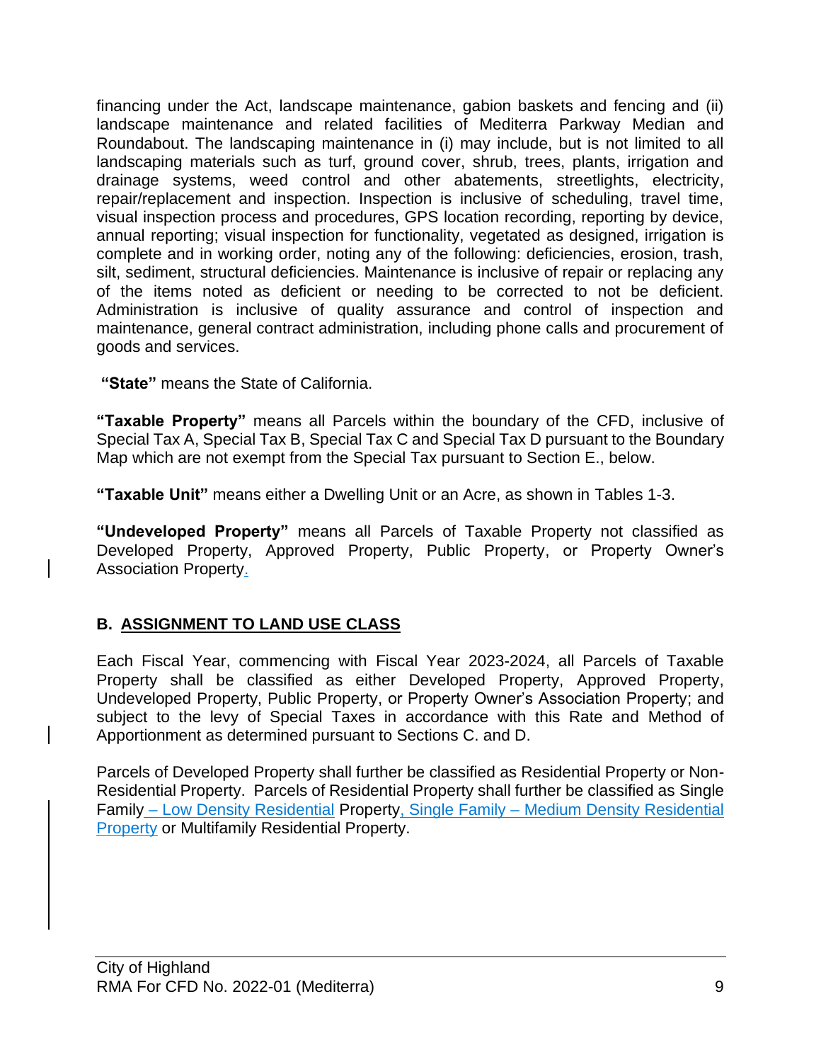financing under the Act, landscape maintenance, gabion baskets and fencing and (ii) landscape maintenance and related facilities of Mediterra Parkway Median and Roundabout. The landscaping maintenance in (i) may include, but is not limited to all landscaping materials such as turf, ground cover, shrub, trees, plants, irrigation and drainage systems, weed control and other abatements, streetlights, electricity, repair/replacement and inspection. Inspection is inclusive of scheduling, travel time, visual inspection process and procedures, GPS location recording, reporting by device, annual reporting; visual inspection for functionality, vegetated as designed, irrigation is complete and in working order, noting any of the following: deficiencies, erosion, trash, silt, sediment, structural deficiencies. Maintenance is inclusive of repair or replacing any of the items noted as deficient or needing to be corrected to not be deficient. Administration is inclusive of quality assurance and control of inspection and maintenance, general contract administration, including phone calls and procurement of goods and services.

**"State"** means the State of California.

**"Taxable Property"** means all Parcels within the boundary of the CFD, inclusive of Special Tax A, Special Tax B, Special Tax C and Special Tax D pursuant to the Boundary Map which are not exempt from the Special Tax pursuant to Section E., below.

**"Taxable Unit"** means either a Dwelling Unit or an Acre, as shown in Tables 1-3.

**"Undeveloped Property"** means all Parcels of Taxable Property not classified as Developed Property, Approved Property, Public Property, or Property Owner's Association Property.

## B. ASSIGNMENT TO LAND USE CLASS

Each Fiscal Year, commencing with Fiscal Year 2023-2024, all Parcels of Taxable Property shall be classified as either Developed Property, Approved Property, Undeveloped Property, Public Property, or Property Owner's Association Property; and subject to the levy of Special Taxes in accordance with this Rate and Method of Apportionment as determined pursuant to Sections C. and D.

Parcels of Developed Property shall further be classified as Residential Property or Non-Residential Property. Parcels of Residential Property shall further be classified as Single Family – Low Density Residential Property, Single Family – Medium Density Residential Property or Multifamily Residential Property.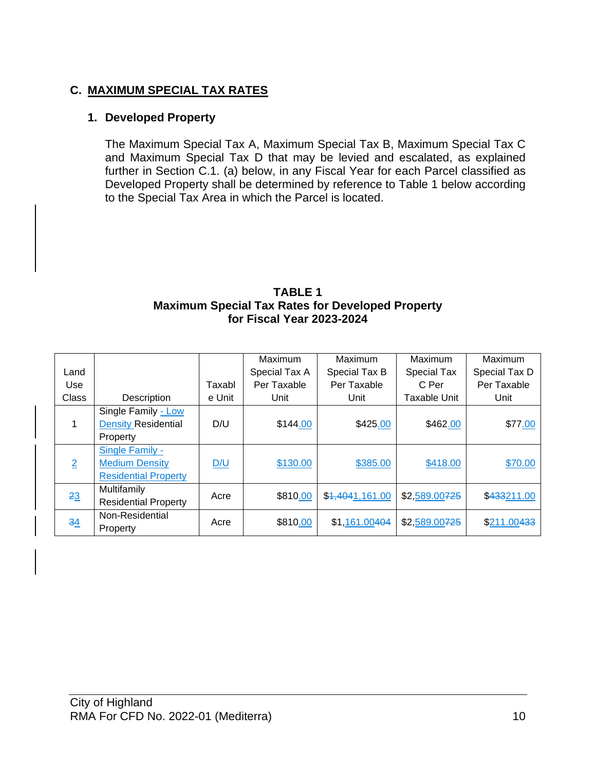## C. MAXIMUM SPECIAL TAX RATES

### 1. Developed Property

The Maximum Special Tax A, Maximum Special Tax B, Maximum Special Tax C and Maximum Special Tax D that may be levied and escalated, as explained further in Section C.1. (a) below, in any Fiscal Year for each Parcel classified as Developed Property shall be determined by reference to Table 1 below according to the Special Tax Area in which the Parcel is located.

**TABLE 1**
**Maximum Special Tax Rates for Developed Property**
**for Fiscal Year 2023-2024**

| Land Use Class | Description | Taxable Unit | Maximum Special Tax A Per Taxable Unit | Maximum Special Tax B Per Taxable Unit | Maximum Special Tax C Per Taxable Unit | Maximum Special Tax D Per Taxable Unit |
|---|---|---|---|---|---|---|
| 1 | Single Family - Low Density Residential Property | D/U | $144.00 | $425.00 | $462.00 | $77.00 |
| 2 | Single Family - Medium Density Residential Property | D/U | $130.00 | $385.00 | $418.00 | $70.00 |
| ~~2~~3 | Multifamily Residential Property | Acre | $810.00 | $~~1,404~~1,161.00 | $2,589.00~~725~~ | $~~433~~211.00 |
| ~~3~~4 | Non-Residential Property | Acre | $810.00 | $1,161.00~~404~~ | $2,589.00~~725~~ | $211.00~~433~~ |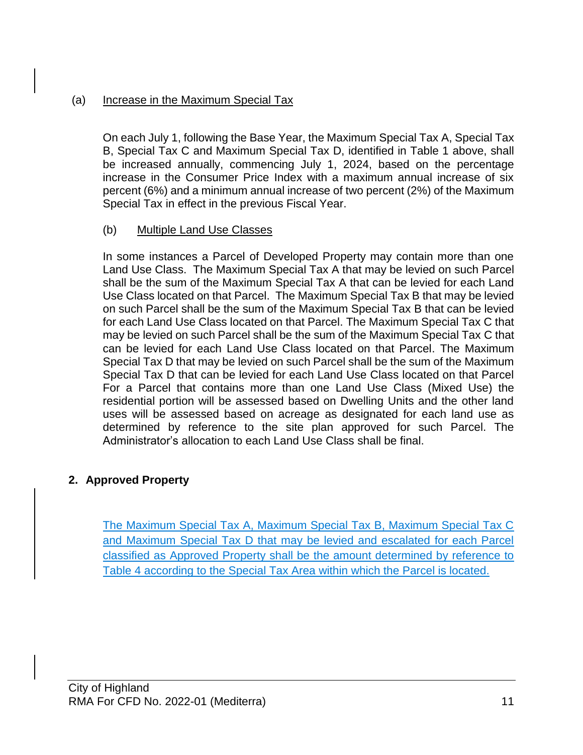(a) <u>Increase in the Maximum Special Tax</u>

On each July 1, following the Base Year, the Maximum Special Tax A, Special Tax B, Special Tax C and Maximum Special Tax D, identified in Table 1 above, shall be increased annually, commencing July 1, 2024, based on the percentage increase in the Consumer Price Index with a maximum annual increase of six percent (6%) and a minimum annual increase of two percent (2%) of the Maximum Special Tax in effect in the previous Fiscal Year.

(b) <u>Multiple Land Use Classes</u>

In some instances a Parcel of Developed Property may contain more than one Land Use Class. The Maximum Special Tax A that may be levied on such Parcel shall be the sum of the Maximum Special Tax A that can be levied for each Land Use Class located on that Parcel. The Maximum Special Tax B that may be levied on such Parcel shall be the sum of the Maximum Special Tax B that can be levied for each Land Use Class located on that Parcel. The Maximum Special Tax C that may be levied on such Parcel shall be the sum of the Maximum Special Tax C that can be levied for each Land Use Class located on that Parcel. The Maximum Special Tax D that may be levied on such Parcel shall be the sum of the Maximum Special Tax D that can be levied for each Land Use Class located on that Parcel For a Parcel that contains more than one Land Use Class (Mixed Use) the residential portion will be assessed based on Dwelling Units and the other land uses will be assessed based on acreage as designated for each land use as determined by reference to the site plan approved for such Parcel. The Administrator's allocation to each Land Use Class shall be final.

## 2. Approved Property

<u>The Maximum Special Tax A, Maximum Special Tax B, Maximum Special Tax C and Maximum Special Tax D that may be levied and escalated for each Parcel classified as Approved Property shall be the amount determined by reference to Table 4 according to the Special Tax Area within which the Parcel is located.</u>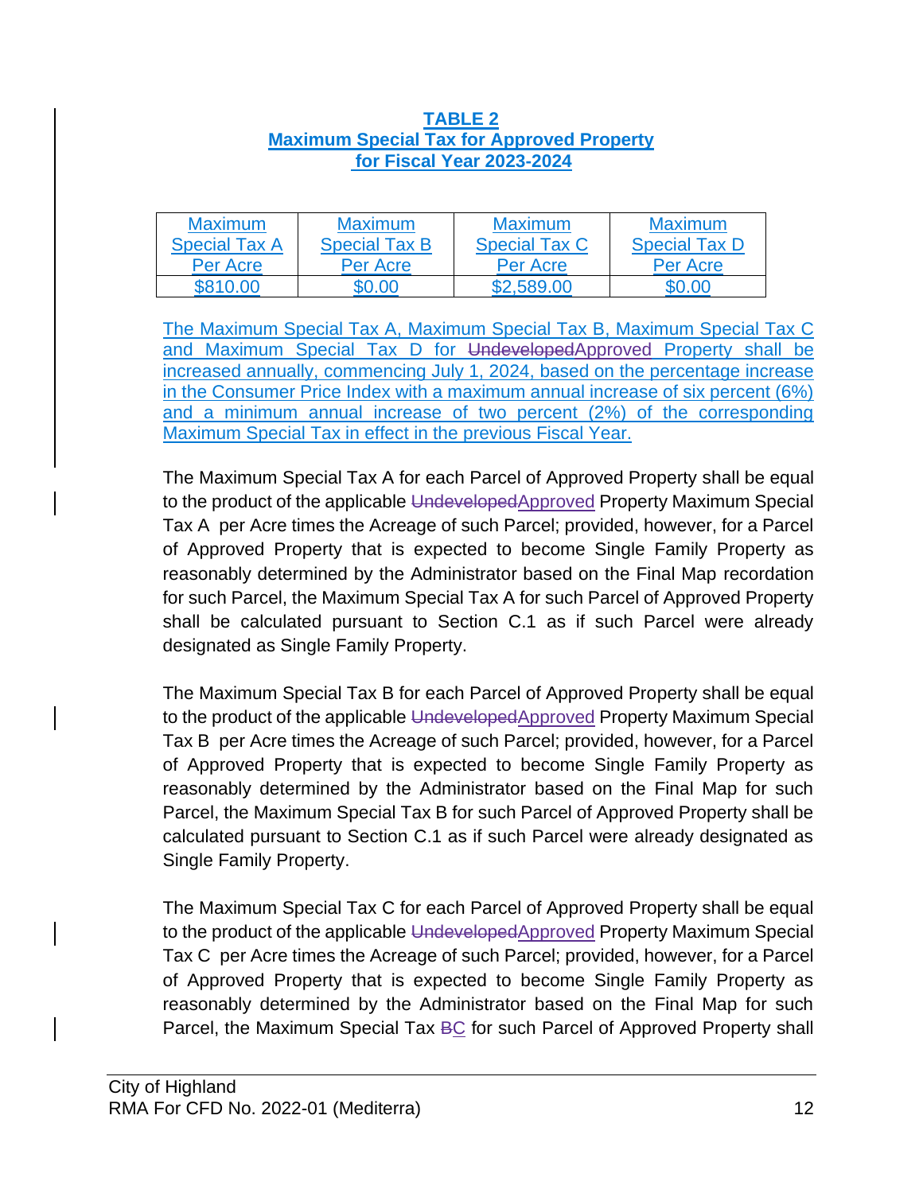**TABLE 2**
**Maximum Special Tax for Approved Property**
**for Fiscal Year 2023-2024**

| Maximum Special Tax A Per Acre | Maximum Special Tax B Per Acre | Maximum Special Tax C Per Acre | Maximum Special Tax D Per Acre |
|---|---|---|---|
| $810.00 | $0.00 | $2,589.00 | $0.00 |

The Maximum Special Tax A, Maximum Special Tax B, Maximum Special Tax C and Maximum Special Tax D for ~~Undeveloped~~Approved Property shall be increased annually, commencing July 1, 2024, based on the percentage increase in the Consumer Price Index with a maximum annual increase of six percent (6%) and a minimum annual increase of two percent (2%) of the corresponding Maximum Special Tax in effect in the previous Fiscal Year.

The Maximum Special Tax A for each Parcel of Approved Property shall be equal to the product of the applicable ~~Undeveloped~~Approved Property Maximum Special Tax A per Acre times the Acreage of such Parcel; provided, however, for a Parcel of Approved Property that is expected to become Single Family Property as reasonably determined by the Administrator based on the Final Map recordation for such Parcel, the Maximum Special Tax A for such Parcel of Approved Property shall be calculated pursuant to Section C.1 as if such Parcel were already designated as Single Family Property.

The Maximum Special Tax B for each Parcel of Approved Property shall be equal to the product of the applicable ~~Undeveloped~~Approved Property Maximum Special Tax B per Acre times the Acreage of such Parcel; provided, however, for a Parcel of Approved Property that is expected to become Single Family Property as reasonably determined by the Administrator based on the Final Map for such Parcel, the Maximum Special Tax B for such Parcel of Approved Property shall be calculated pursuant to Section C.1 as if such Parcel were already designated as Single Family Property.

The Maximum Special Tax C for each Parcel of Approved Property shall be equal to the product of the applicable ~~Undeveloped~~Approved Property Maximum Special Tax C per Acre times the Acreage of such Parcel; provided, however, for a Parcel of Approved Property that is expected to become Single Family Property as reasonably determined by the Administrator based on the Final Map for such Parcel, the Maximum Special Tax ~~B~~C for such Parcel of Approved Property shall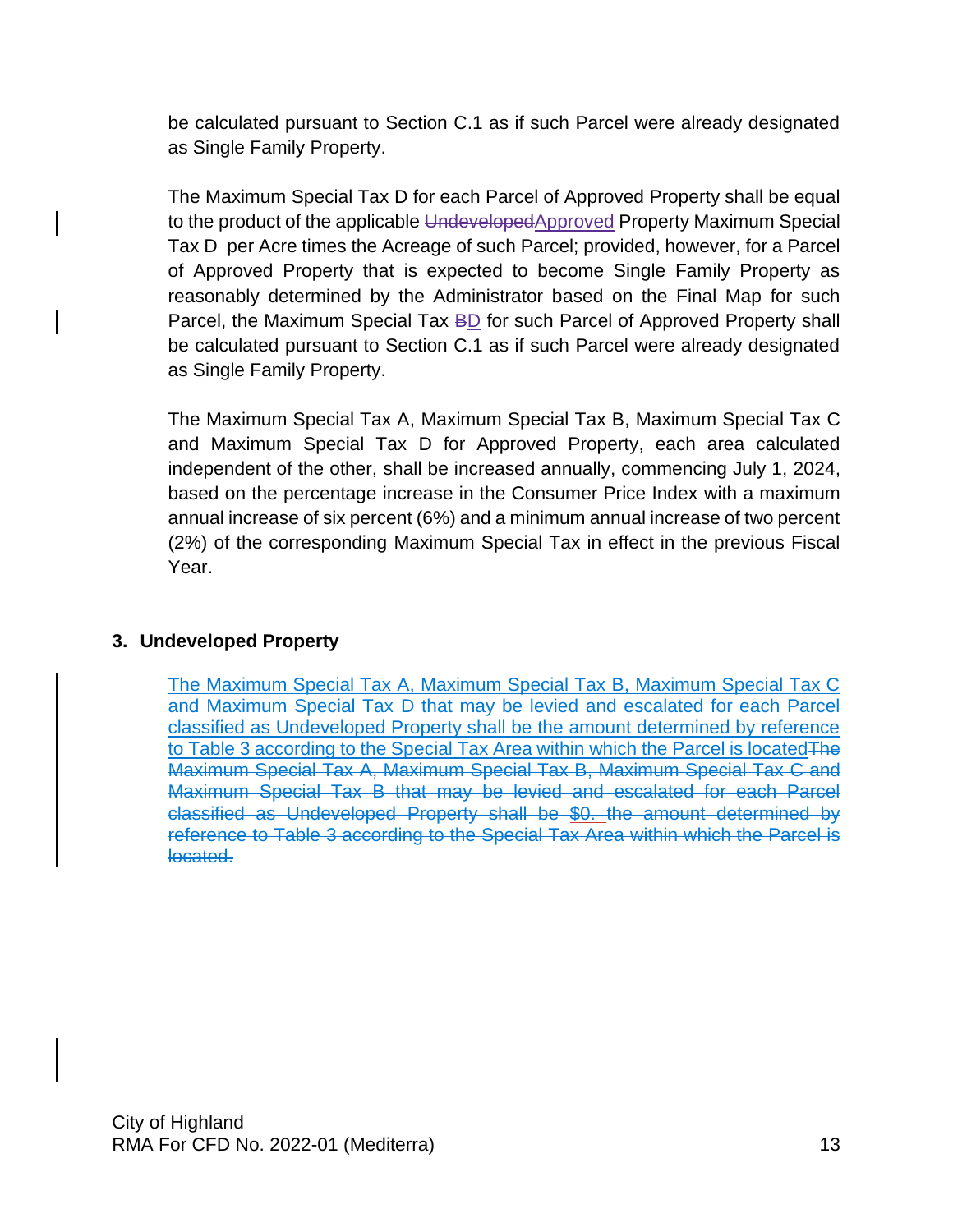be calculated pursuant to Section C.1 as if such Parcel were already designated as Single Family Property.

The Maximum Special Tax D for each Parcel of Approved Property shall be equal to the product of the applicable ~~Undeveloped~~Approved Property Maximum Special Tax D per Acre times the Acreage of such Parcel; provided, however, for a Parcel of Approved Property that is expected to become Single Family Property as reasonably determined by the Administrator based on the Final Map for such Parcel, the Maximum Special Tax ~~B~~D for such Parcel of Approved Property shall be calculated pursuant to Section C.1 as if such Parcel were already designated as Single Family Property.

The Maximum Special Tax A, Maximum Special Tax B, Maximum Special Tax C and Maximum Special Tax D for Approved Property, each area calculated independent of the other, shall be increased annually, commencing July 1, 2024, based on the percentage increase in the Consumer Price Index with a maximum annual increase of six percent (6%) and a minimum annual increase of two percent (2%) of the corresponding Maximum Special Tax in effect in the previous Fiscal Year.

### 3. Undeveloped Property

The Maximum Special Tax A, Maximum Special Tax B, Maximum Special Tax C and Maximum Special Tax D that may be levied and escalated for each Parcel classified as Undeveloped Property shall be the amount determined by reference to Table 3 according to the Special Tax Area within which the Parcel is located~~The Maximum Special Tax A, Maximum Special Tax B, Maximum Special Tax C and Maximum Special Tax B that may be levied and escalated for each Parcel classified as Undeveloped Property shall be~~ $0. ~~the amount determined by reference to Table 3 according to the Special Tax Area within which the Parcel is located.~~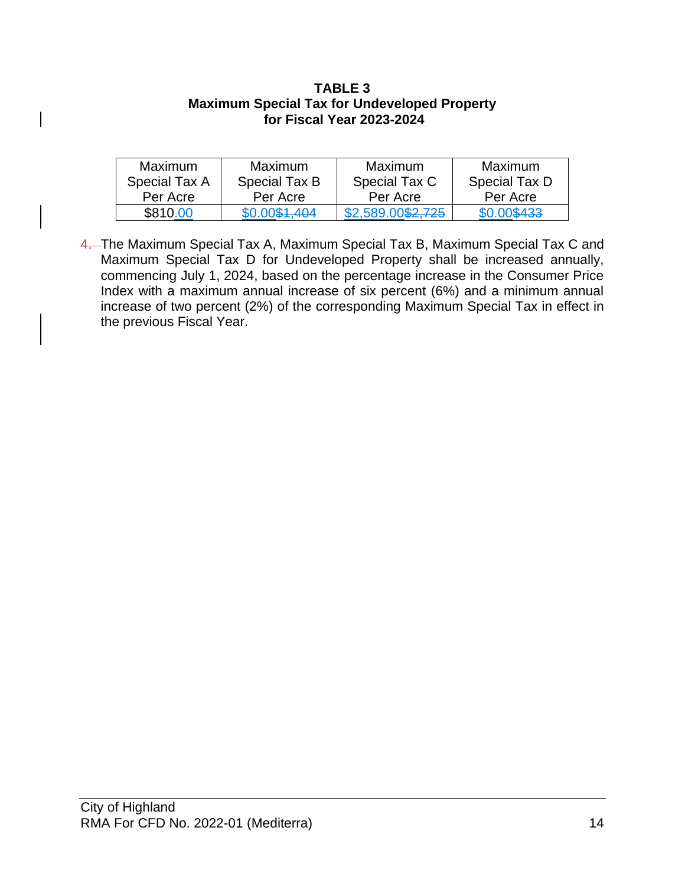**TABLE 3**
**Maximum Special Tax for Undeveloped Property**
**for Fiscal Year 2023-2024**

| Maximum Special Tax A Per Acre | Maximum Special Tax B Per Acre | Maximum Special Tax C Per Acre | Maximum Special Tax D Per Acre |
|---|---|---|---|
| $810.00 | $0.00~~$1,404~~ | $2,589.00~~$2,725~~ | $0.00~~$433~~ |

~~4.~~ The Maximum Special Tax A, Maximum Special Tax B, Maximum Special Tax C and Maximum Special Tax D for Undeveloped Property shall be increased annually, commencing July 1, 2024, based on the percentage increase in the Consumer Price Index with a maximum annual increase of six percent (6%) and a minimum annual increase of two percent (2%) of the corresponding Maximum Special Tax in effect in the previous Fiscal Year.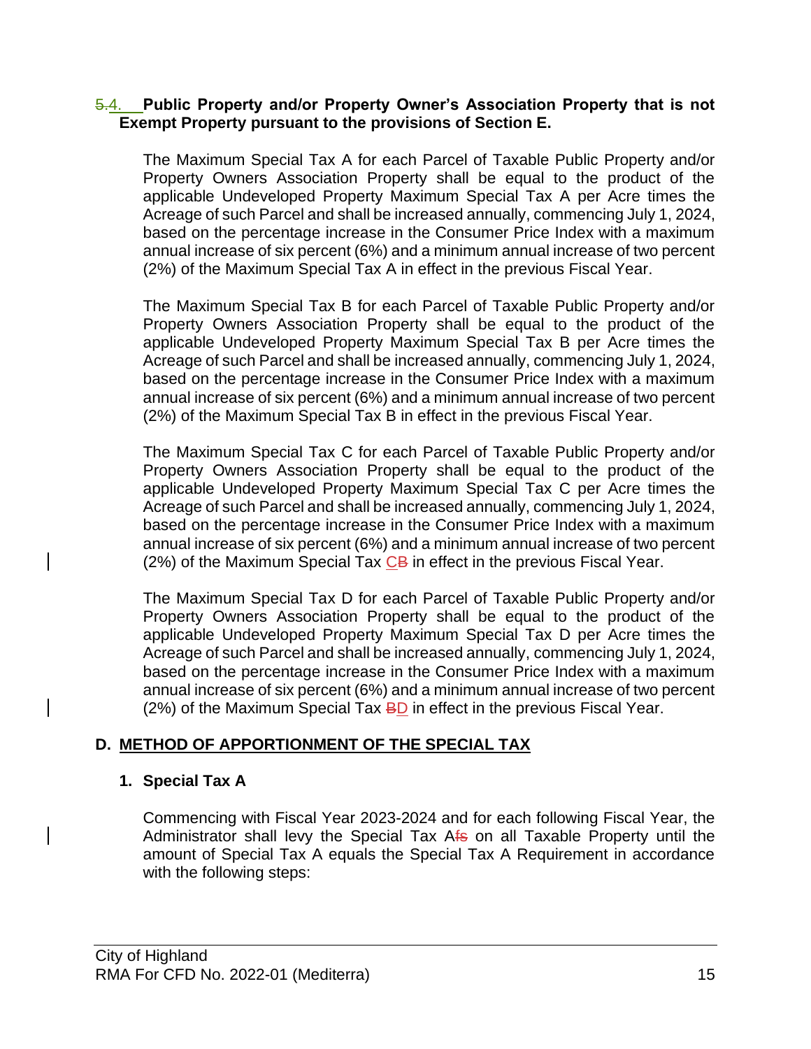### 4. Public Property and/or Property Owner's Association Property that is not Exempt Property pursuant to the provisions of Section E.

The Maximum Special Tax A for each Parcel of Taxable Public Property and/or Property Owners Association Property shall be equal to the product of the applicable Undeveloped Property Maximum Special Tax A per Acre times the Acreage of such Parcel and shall be increased annually, commencing July 1, 2024, based on the percentage increase in the Consumer Price Index with a maximum annual increase of six percent (6%) and a minimum annual increase of two percent (2%) of the Maximum Special Tax A in effect in the previous Fiscal Year.

The Maximum Special Tax B for each Parcel of Taxable Public Property and/or Property Owners Association Property shall be equal to the product of the applicable Undeveloped Property Maximum Special Tax B per Acre times the Acreage of such Parcel and shall be increased annually, commencing July 1, 2024, based on the percentage increase in the Consumer Price Index with a maximum annual increase of six percent (6%) and a minimum annual increase of two percent (2%) of the Maximum Special Tax B in effect in the previous Fiscal Year.

The Maximum Special Tax C for each Parcel of Taxable Public Property and/or Property Owners Association Property shall be equal to the product of the applicable Undeveloped Property Maximum Special Tax C per Acre times the Acreage of such Parcel and shall be increased annually, commencing July 1, 2024, based on the percentage increase in the Consumer Price Index with a maximum annual increase of six percent (6%) and a minimum annual increase of two percent (2%) of the Maximum Special Tax C in effect in the previous Fiscal Year.

The Maximum Special Tax D for each Parcel of Taxable Public Property and/or Property Owners Association Property shall be equal to the product of the applicable Undeveloped Property Maximum Special Tax D per Acre times the Acreage of such Parcel and shall be increased annually, commencing July 1, 2024, based on the percentage increase in the Consumer Price Index with a maximum annual increase of six percent (6%) and a minimum annual increase of two percent (2%) of the Maximum Special Tax D in effect in the previous Fiscal Year.

## D. METHOD OF APPORTIONMENT OF THE SPECIAL TAX

### 1. Special Tax A

Commencing with Fiscal Year 2023-2024 and for each following Fiscal Year, the Administrator shall levy the Special Tax A on all Taxable Property until the amount of Special Tax A equals the Special Tax A Requirement in accordance with the following steps: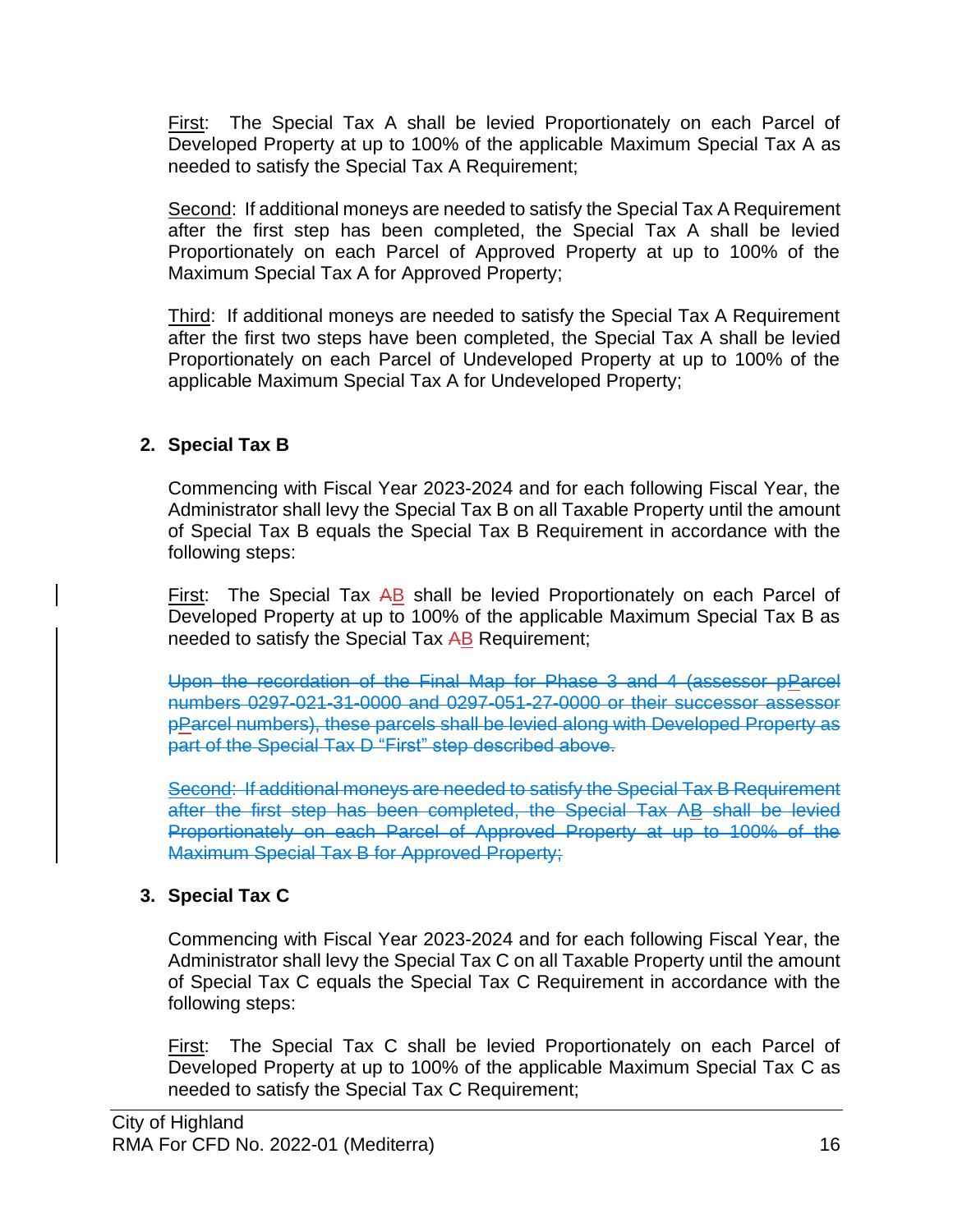First: The Special Tax A shall be levied Proportionately on each Parcel of Developed Property at up to 100% of the applicable Maximum Special Tax A as needed to satisfy the Special Tax A Requirement;

Second: If additional moneys are needed to satisfy the Special Tax A Requirement after the first step has been completed, the Special Tax A shall be levied Proportionately on each Parcel of Approved Property at up to 100% of the Maximum Special Tax A for Approved Property;

Third: If additional moneys are needed to satisfy the Special Tax A Requirement after the first two steps have been completed, the Special Tax A shall be levied Proportionately on each Parcel of Undeveloped Property at up to 100% of the applicable Maximum Special Tax A for Undeveloped Property;

### 2. Special Tax B

Commencing with Fiscal Year 2023-2024 and for each following Fiscal Year, the Administrator shall levy the Special Tax B on all Taxable Property until the amount of Special Tax B equals the Special Tax B Requirement in accordance with the following steps:

First: The Special Tax ~~A~~B shall be levied Proportionately on each Parcel of Developed Property at up to 100% of the applicable Maximum Special Tax B as needed to satisfy the Special Tax ~~A~~B Requirement;

~~Upon the recordation of the Final Map for Phase 3 and 4 (assessor pParcel numbers 0297-021-31-0000 and 0297-051-27-0000 or their successor assessor pParcel numbers), these parcels shall be levied along with Developed Property as part of the Special Tax D "First" step described above.~~

~~Second: If additional moneys are needed to satisfy the Special Tax B Requirement after the first step has been completed, the Special Tax AB shall be levied Proportionately on each Parcel of Approved Property at up to 100% of the Maximum Special Tax B for Approved Property;~~

### 3. Special Tax C

Commencing with Fiscal Year 2023-2024 and for each following Fiscal Year, the Administrator shall levy the Special Tax C on all Taxable Property until the amount of Special Tax C equals the Special Tax C Requirement in accordance with the following steps:

First: The Special Tax C shall be levied Proportionately on each Parcel of Developed Property at up to 100% of the applicable Maximum Special Tax C as needed to satisfy the Special Tax C Requirement;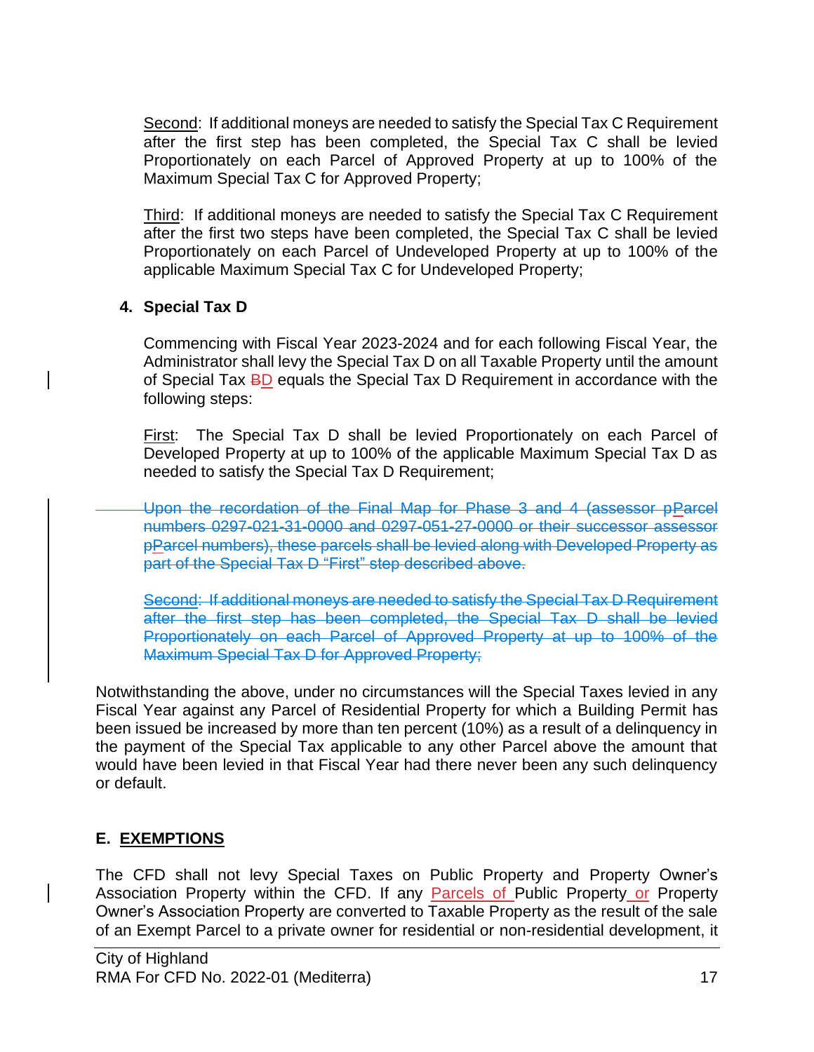Second: If additional moneys are needed to satisfy the Special Tax C Requirement after the first step has been completed, the Special Tax C shall be levied Proportionately on each Parcel of Approved Property at up to 100% of the Maximum Special Tax C for Approved Property;

Third: If additional moneys are needed to satisfy the Special Tax C Requirement after the first two steps have been completed, the Special Tax C shall be levied Proportionately on each Parcel of Undeveloped Property at up to 100% of the applicable Maximum Special Tax C for Undeveloped Property;

**4. Special Tax D**

Commencing with Fiscal Year 2023-2024 and for each following Fiscal Year, the Administrator shall levy the Special Tax D on all Taxable Property until the amount of Special Tax ~~B~~D equals the Special Tax D Requirement in accordance with the following steps:

First: The Special Tax D shall be levied Proportionately on each Parcel of Developed Property at up to 100% of the applicable Maximum Special Tax D as needed to satisfy the Special Tax D Requirement;

~~Upon the recordation of the Final Map for Phase 3 and 4 (assessor pParcel numbers 0297-021-31-0000 and 0297-051-27-0000 or their successor assessor pParcel numbers), these parcels shall be levied along with Developed Property as part of the Special Tax D "First" step described above.~~

~~Second: If additional moneys are needed to satisfy the Special Tax D Requirement after the first step has been completed, the Special Tax D shall be levied Proportionately on each Parcel of Approved Property at up to 100% of the Maximum Special Tax D for Approved Property;~~

Notwithstanding the above, under no circumstances will the Special Taxes levied in any Fiscal Year against any Parcel of Residential Property for which a Building Permit has been issued be increased by more than ten percent (10%) as a result of a delinquency in the payment of the Special Tax applicable to any other Parcel above the amount that would have been levied in that Fiscal Year had there never been any such delinquency or default.

## E. EXEMPTIONS

The CFD shall not levy Special Taxes on Public Property and Property Owner's Association Property within the CFD. If any Parcels of Public Property or Property Owner's Association Property are converted to Taxable Property as the result of the sale of an Exempt Parcel to a private owner for residential or non-residential development, it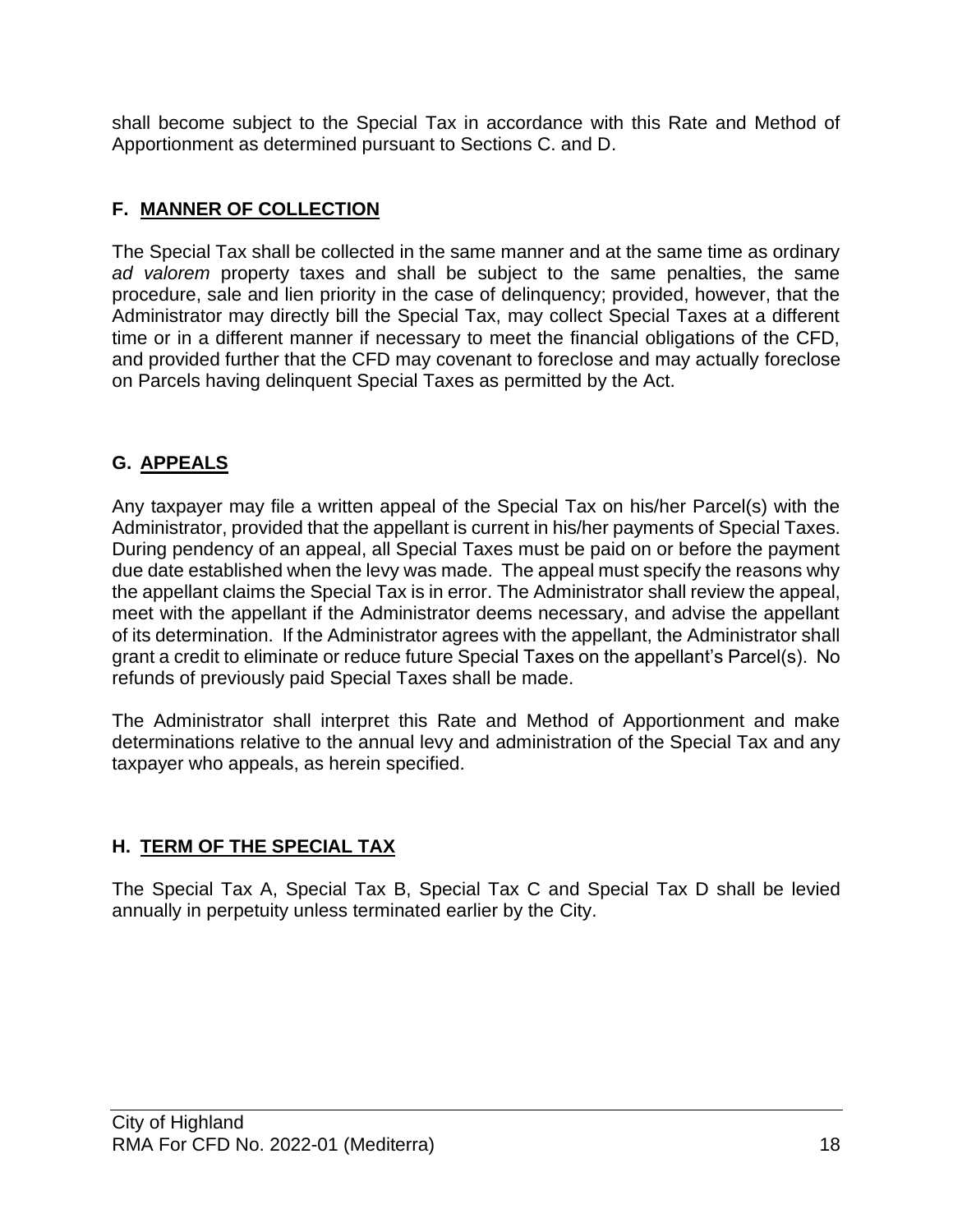shall become subject to the Special Tax in accordance with this Rate and Method of Apportionment as determined pursuant to Sections C. and D.

## F. MANNER OF COLLECTION

The Special Tax shall be collected in the same manner and at the same time as ordinary *ad valorem* property taxes and shall be subject to the same penalties, the same procedure, sale and lien priority in the case of delinquency; provided, however, that the Administrator may directly bill the Special Tax, may collect Special Taxes at a different time or in a different manner if necessary to meet the financial obligations of the CFD, and provided further that the CFD may covenant to foreclose and may actually foreclose on Parcels having delinquent Special Taxes as permitted by the Act.

## G. APPEALS

Any taxpayer may file a written appeal of the Special Tax on his/her Parcel(s) with the Administrator, provided that the appellant is current in his/her payments of Special Taxes. During pendency of an appeal, all Special Taxes must be paid on or before the payment due date established when the levy was made. The appeal must specify the reasons why the appellant claims the Special Tax is in error. The Administrator shall review the appeal, meet with the appellant if the Administrator deems necessary, and advise the appellant of its determination. If the Administrator agrees with the appellant, the Administrator shall grant a credit to eliminate or reduce future Special Taxes on the appellant's Parcel(s). No refunds of previously paid Special Taxes shall be made.

The Administrator shall interpret this Rate and Method of Apportionment and make determinations relative to the annual levy and administration of the Special Tax and any taxpayer who appeals, as herein specified.

## H. TERM OF THE SPECIAL TAX

The Special Tax A, Special Tax B, Special Tax C and Special Tax D shall be levied annually in perpetuity unless terminated earlier by the City.